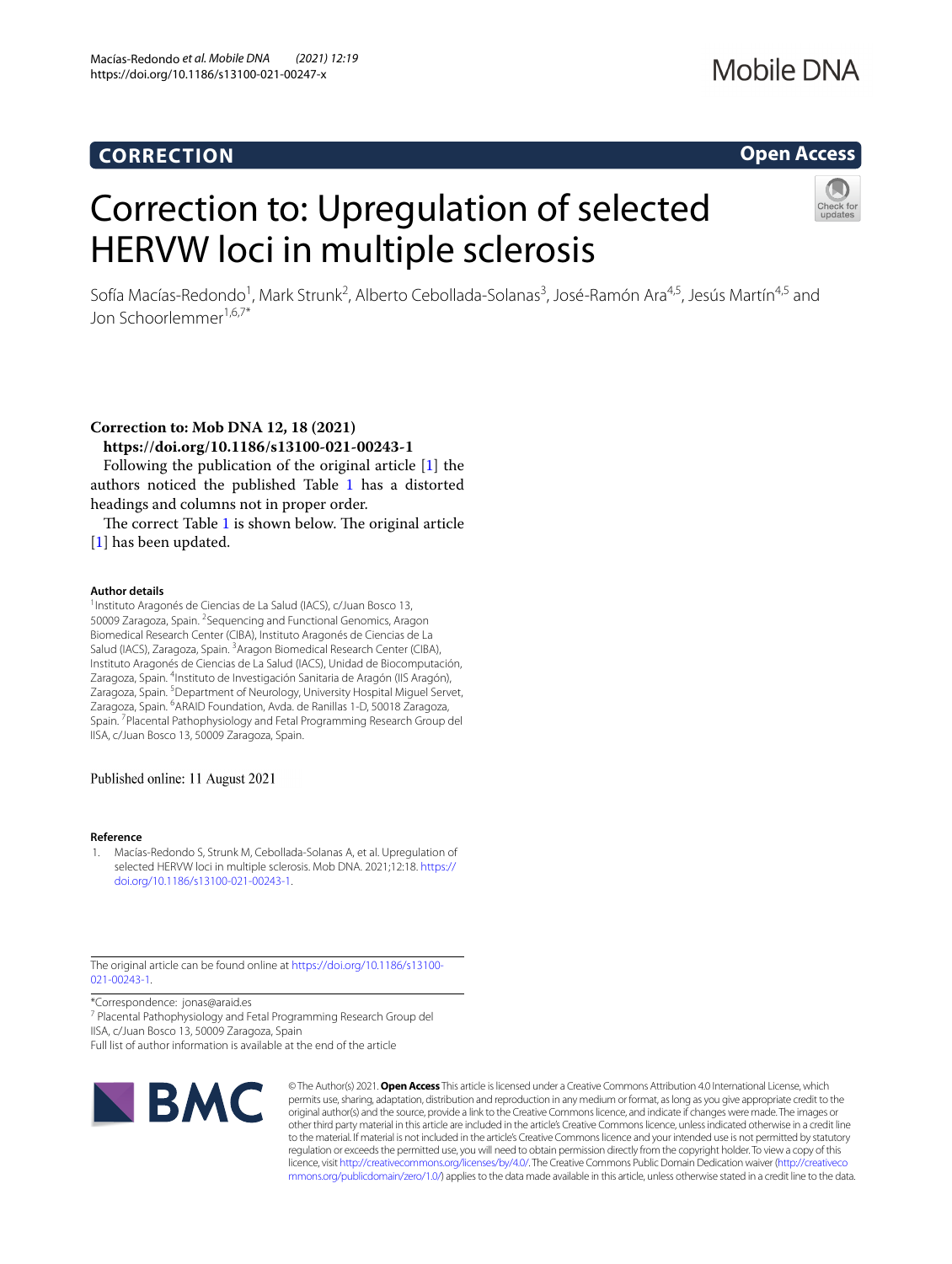CORRECTION

Open Access

# Correction to: Upregulation of selected HERVW loci in multiple sclerosis

Sofía Macías-Redondo[1], Mark Strunk[2], Alberto Cebollada-Solanas[3], José-Ramón Ara[4,5], Jesús Martín[4,5] and Jon Schoorlemmer[1,6,7*]

**Correction to: Mob DNA 12, 18 (2021)**
**https://doi.org/10.1186/s13100-021-00243-1**

Following the publication of the original article [1] the authors noticed the published Table 1 has a distorted headings and columns not in proper order.

The correct Table 1 is shown below. The original article [1] has been updated.

#### Author details

[1]Instituto Aragonés de Ciencias de La Salud (IACS), c/Juan Bosco 13, 50009 Zaragoza, Spain. [2]Sequencing and Functional Genomics, Aragon Biomedical Research Center (CIBA), Instituto Aragonés de Ciencias de La Salud (IACS), Zaragoza, Spain. [3]Aragon Biomedical Research Center (CIBA), Instituto Aragonés de Ciencias de La Salud (IACS), Unidad de Biocomputación, Zaragoza, Spain. [4]Instituto de Investigación Sanitaria de Aragón (IIS Aragón), Zaragoza, Spain. [5]Department of Neurology, University Hospital Miguel Servet, Zaragoza, Spain. [6]ARAID Foundation, Avda. de Ranillas 1-D, 50018 Zaragoza, Spain. [7]Placental Pathophysiology and Fetal Programming Research Group del IISA, c/Juan Bosco 13, 50009 Zaragoza, Spain.

Published online: 11 August 2021

#### Reference

1. Macías-Redondo S, Strunk M, Cebollada-Solanas A, et al. Upregulation of selected HERVW loci in multiple sclerosis. Mob DNA. 2021;12:18. https://doi.org/10.1186/s13100-021-00243-1.

The original article can be found online at https://doi.org/10.1186/s13100-021-00243-1.

*Correspondence: jonas@araid.es
[7] Placental Pathophysiology and Fetal Programming Research Group del IISA, c/Juan Bosco 13, 50009 Zaragoza, Spain
Full list of author information is available at the end of the article

© The Author(s) 2021. **Open Access** This article is licensed under a Creative Commons Attribution 4.0 International License, which permits use, sharing, adaptation, distribution and reproduction in any medium or format, as long as you give appropriate credit to the original author(s) and the source, provide a link to the Creative Commons licence, and indicate if changes were made. The images or other third party material in this article are included in the article's Creative Commons licence, unless indicated otherwise in a credit line to the material. If material is not included in the article's Creative Commons licence and your intended use is not permitted by statutory regulation or exceeds the permitted use, you will need to obtain permission directly from the copyright holder. To view a copy of this licence, visit http://creativecommons.org/licenses/by/4.0/. The Creative Commons Public Domain Dedication waiver (http://creativecommons.org/publicdomain/zero/1.0/) applies to the data made available in this article, unless otherwise stated in a credit line to the data.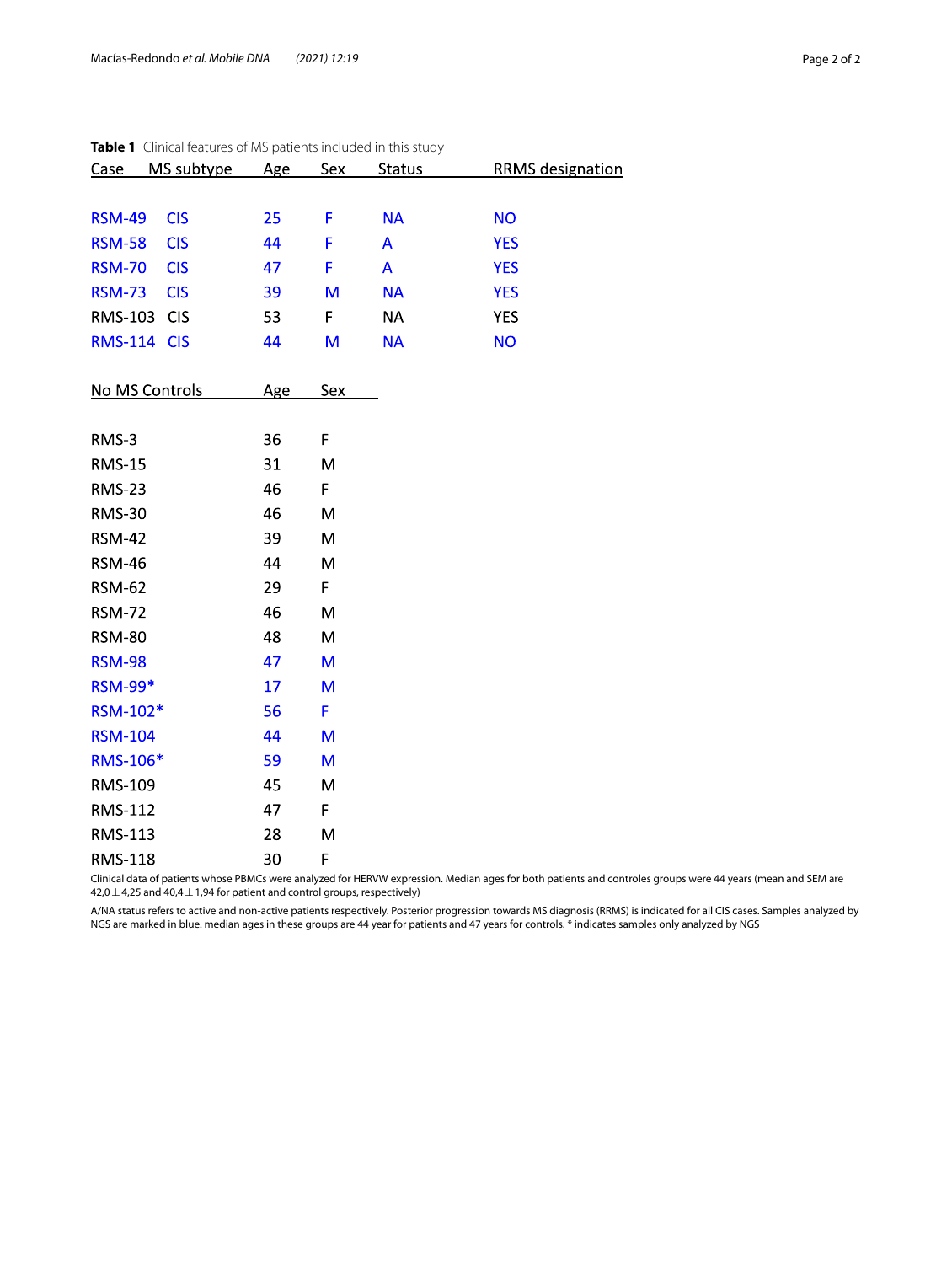**Table 1** Clinical features of MS patients included in this study

| Case | MS subtype | Age | Sex | Status | RRMS designation |
| --- | --- | --- | --- | --- | --- |
| RSM-49 | CIS | 25 | F | NA | NO |
| RSM-58 | CIS | 44 | F | A | YES |
| RSM-70 | CIS | 47 | F | A | YES |
| RSM-73 | CIS | 39 | M | NA | YES |
| RMS-103 | CIS | 53 | F | NA | YES |
| RMS-114 | CIS | 44 | M | NA | NO |

| No MS Controls | Age | Sex |
| --- | --- | --- |
| RMS-3 | 36 | F |
| RMS-15 | 31 | M |
| RMS-23 | 46 | F |
| RMS-30 | 46 | M |
| RSM-42 | 39 | M |
| RSM-46 | 44 | M |
| RSM-62 | 29 | F |
| RSM-72 | 46 | M |
| RSM-80 | 48 | M |
| RSM-98 | 47 | M |
| RSM-99* | 17 | M |
| RSM-102* | 56 | F |
| RSM-104 | 44 | M |
| RMS-106* | 59 | M |
| RMS-109 | 45 | M |
| RMS-112 | 47 | F |
| RMS-113 | 28 | M |
| RMS-118 | 30 | F |

Clinical data of patients whose PBMCs were analyzed for HERVW expression. Median ages for both patients and controles groups were 44 years (mean and SEM are 42,0 ± 4,25 and 40,4 ± 1,94 for patient and control groups, respectively)

A/NA status refers to active and non-active patients respectively. Posterior progression towards MS diagnosis (RRMS) is indicated for all CIS cases. Samples analyzed by NGS are marked in blue. median ages in these groups are 44 year for patients and 47 years for controls. * indicates samples only analyzed by NGS